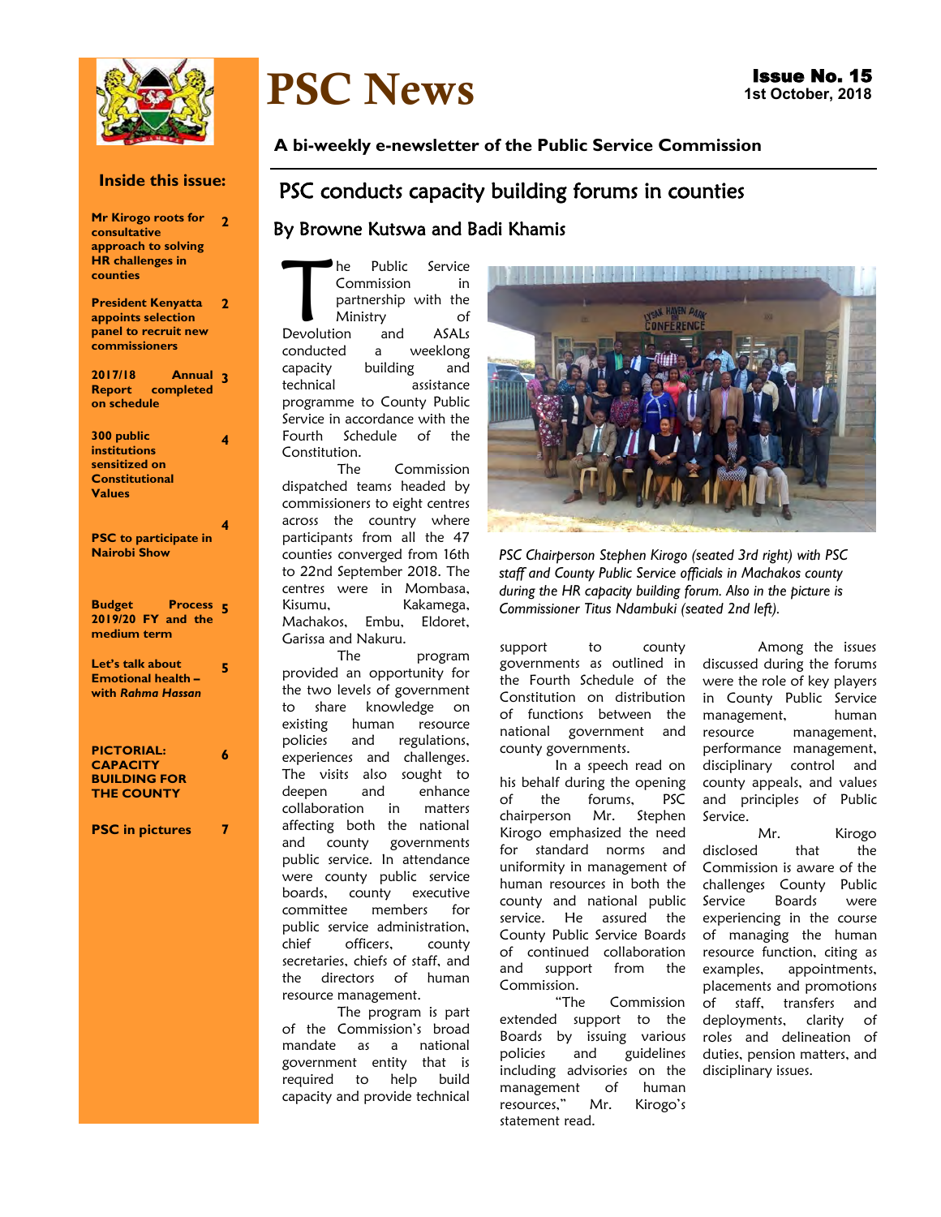# PSC News

**Issue No. 15**
**1st October, 2018**

**A bi-weekly e-newsletter of the Public Service Commission**

**Inside this issue:**

| | |
|---|---|
| **Mr Kirogo roots for consultative approach to solving HR challenges in counties** | **2** |
| **President Kenyatta appoints selection panel to recruit new commissioners** | **2** |
| **2017/18 Annual Report completed on schedule** | **3** |
| **300 public institutions sensitized on Constitutional Values** | **4** |
| **PSC to participate in Nairobi Show** | **4** |
| **Budget Process 2019/20 FY and the medium term** | **5** |
| **Let's talk about Emotional health – with *Rahma Hassan*** | **5** |
| **PICTORIAL: CAPACITY BUILDING FOR THE COUNTY** | **6** |
| **PSC in pictures** | **7** |

## PSC conducts capacity building forums in counties

### By Browne Kutswa and Badi Khamis

The Public Service Commission in partnership with the Ministry of Devolution and ASALs conducted a weeklong capacity building and technical assistance programme to County Public Service in accordance with the Fourth Schedule of the Constitution.

The Commission dispatched teams headed by commissioners to eight centres across the country where participants from all the 47 counties converged from 16th to 22nd September 2018. The centres were in Mombasa, Kisumu, Kakamega, Machakos, Embu, Eldoret, Garissa and Nakuru.

The program provided an opportunity for the two levels of government to share knowledge on existing human resource policies and regulations, experiences and challenges. The visits also sought to deepen and enhance collaboration in matters affecting both the national and county governments public service. In attendance were county public service boards, county executive committee members for public service administration, chief officers, county secretaries, chiefs of staff, and the directors of human resource management.

The program is part of the Commission's broad mandate as a national government entity that is required to help build capacity and provide technical support to county governments as outlined in the Fourth Schedule of the Constitution on distribution of functions between the national and county governments.

*PSC Chairperson Stephen Kirogo (seated 3rd right) with PSC staff and County Public Service officials in Machakos county during the HR capacity building forum. Also in the picture is Commissioner Titus Ndambuki (seated 2nd left).*

In a speech read on his behalf during the opening of the forums, PSC chairperson Mr. Stephen Kirogo emphasized the need for standard norms and uniformity in management of human resources in both the county and national public service. He assured the County Public Service Boards of continued collaboration and support from the Commission.

"The Commission extended support to the Boards by issuing various policies and guidelines including advisories on the management of human resources," Mr. Kirogo's statement read.

Among the issues discussed during the forums were the role of key players in County Public Service management, human resource management, performance management, disciplinary control and county appeals, and values and principles of Public Service.

Mr. Kirogo disclosed that the Commission is aware of the challenges County Public Service Boards were experiencing in the course of managing the human resource function, citing as examples, appointments, placements and promotions of staff, transfers and deployments, clarity of roles and delineation of duties, pension matters, and disciplinary issues.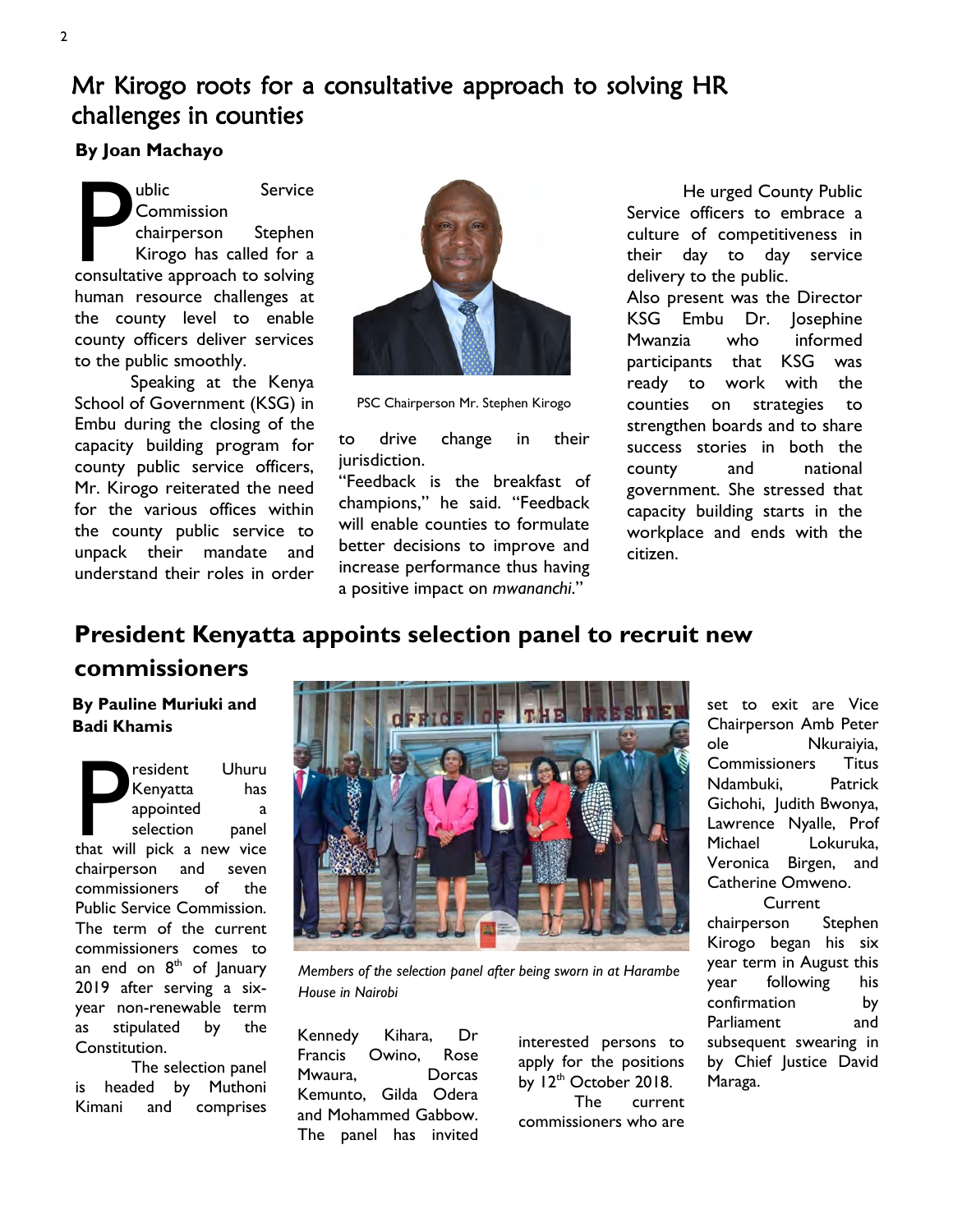# Mr Kirogo roots for a consultative approach to solving HR challenges in counties

**By Joan Machayo**

Public Service Commission chairperson Stephen Kirogo has called for a consultative approach to solving human resource challenges at the county level to enable county officers deliver services to the public smoothly.

Speaking at the Kenya School of Government (KSG) in Embu during the closing of the capacity building program for county public service officers, Mr. Kirogo reiterated the need for the various offices within the county public service to unpack their mandate and understand their roles in order to drive change in their jurisdiction.

PSC Chairperson Mr. Stephen Kirogo

"Feedback is the breakfast of champions," he said. "Feedback will enable counties to formulate better decisions to improve and increase performance thus having a positive impact on *mwananchi*."

He urged County Public Service officers to embrace a culture of competitiveness in their day to day service delivery to the public.

Also present was the Director KSG Embu Dr. Josephine Mwanzia who informed participants that KSG was ready to work with the counties on strategies to strengthen boards and to share success stories in both the county and national government. She stressed that capacity building starts in the workplace and ends with the citizen.

# President Kenyatta appoints selection panel to recruit new commissioners

**By Pauline Muriuki and Badi Khamis**

President Uhuru Kenyatta has appointed a selection panel that will pick a new vice chairperson and seven commissioners of the Public Service Commission. The term of the current commissioners comes to an end on 8th of January 2019 after serving a six-year non-renewable term as stipulated by the Constitution.

The selection panel is headed by Muthoni Kimani and comprises Kennedy Kihara, Dr Francis Owino, Rose Mwaura, Dorcas Kemunto, Gilda Odera and Mohammed Gabbow. The panel has invited interested persons to apply for the positions by 12th October 2018.

*Members of the selection panel after being sworn in at Harambe House in Nairobi*

The current commissioners who are set to exit are Vice Chairperson Amb Peter ole Nkuraiyia, Commissioners Titus Ndambuki, Patrick Gichohi, Judith Bwonya, Lawrence Nyalle, Prof Michael Lokuruka, Veronica Birgen, and Catherine Omweno.

Current chairperson Stephen Kirogo began his six year term in August this year following his confirmation by Parliament and subsequent swearing in by Chief Justice David Maraga.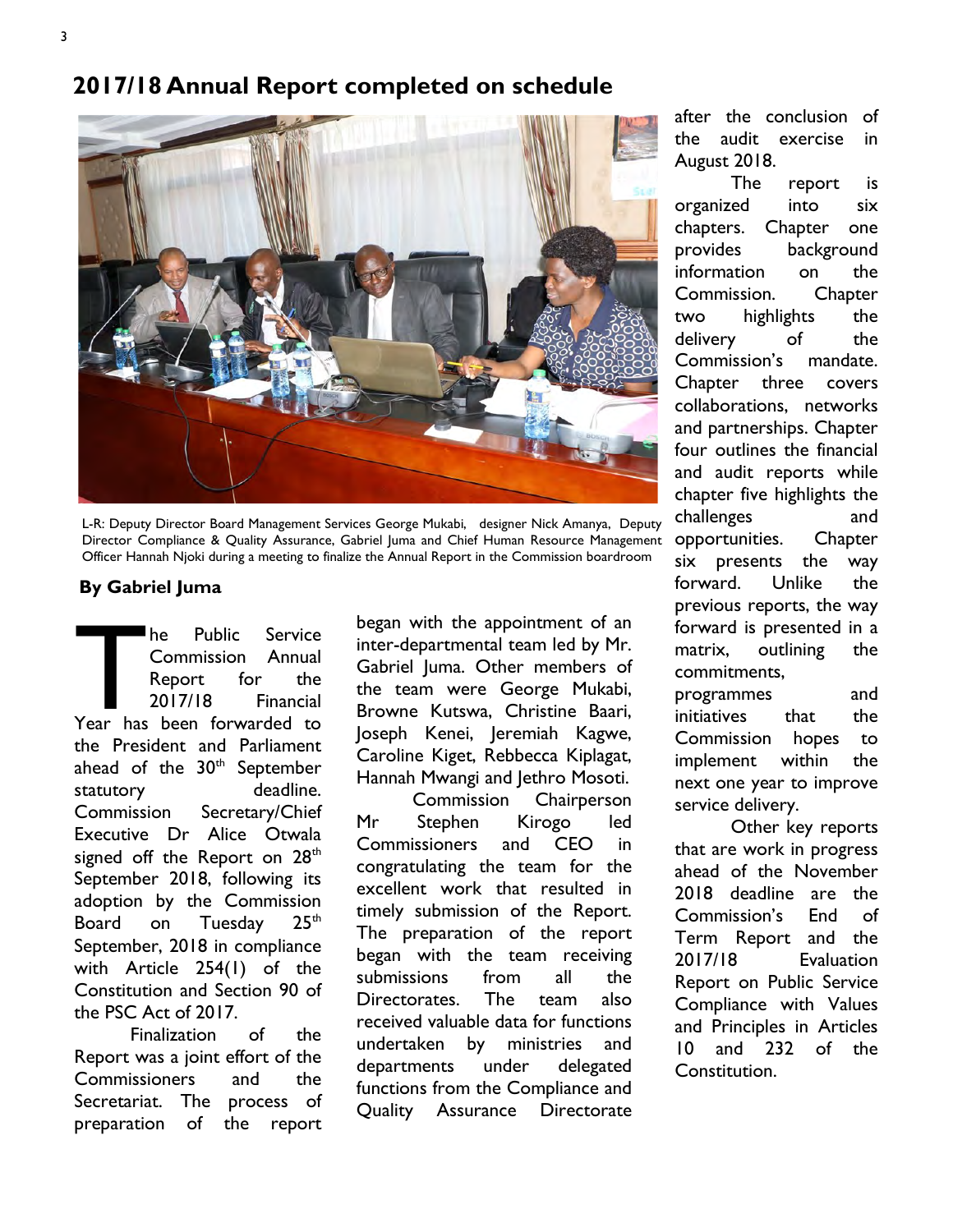# 2017/18 Annual Report completed on schedule

L-R: Deputy Director Board Management Services George Mukabi, designer Nick Amanya, Deputy Director Compliance & Quality Assurance, Gabriel Juma and Chief Human Resource Management Officer Hannah Njoki during a meeting to finalize the Annual Report in the Commission boardroom

**By Gabriel Juma**

The Public Service Commission Annual Report for the 2017/18 Financial Year has been forwarded to the President and Parliament ahead of the 30th September statutory deadline. Commission Secretary/Chief Executive Dr Alice Otwala signed off the Report on 28th September 2018, following its adoption by the Commission Board on Tuesday 25th September, 2018 in compliance with Article 254(1) of the Constitution and Section 90 of the PSC Act of 2017.

Finalization of the Report was a joint effort of the Commissioners and the Secretariat. The process of preparation of the report began with the appointment of an inter-departmental team led by Mr. Gabriel Juma. Other members of the team were George Mukabi, Browne Kutswa, Christine Baari, Joseph Kenei, Jeremiah Kagwe, Caroline Kiget, Rebbecca Kiplagat, Hannah Mwangi and Jethro Mosoti.

Commission Chairperson Mr Stephen Kirogo led Commissioners and CEO in congratulating the team for the excellent work that resulted in timely submission of the Report. The preparation of the report began with the team receiving submissions from all the Directorates. The team also received valuable data for functions undertaken by ministries and departments under delegated functions from the Compliance and Quality Assurance Directorate after the conclusion of the audit exercise in August 2018.

The report is organized into six chapters. Chapter one provides background information on the Commission. Chapter two highlights the delivery of the Commission's mandate. Chapter three covers collaborations, networks and partnerships. Chapter four outlines the financial and audit reports while chapter five highlights the challenges and opportunities. Chapter six presents the way forward. Unlike the previous reports, the way forward is presented in a matrix, outlining the commitments, programmes and initiatives that the Commission hopes to implement within the next one year to improve service delivery.

Other key reports that are work in progress ahead of the November 2018 deadline are the Commission's End of Term Report and the 2017/18 Evaluation Report on Public Service Compliance with Values and Principles in Articles 10 and 232 of the Constitution.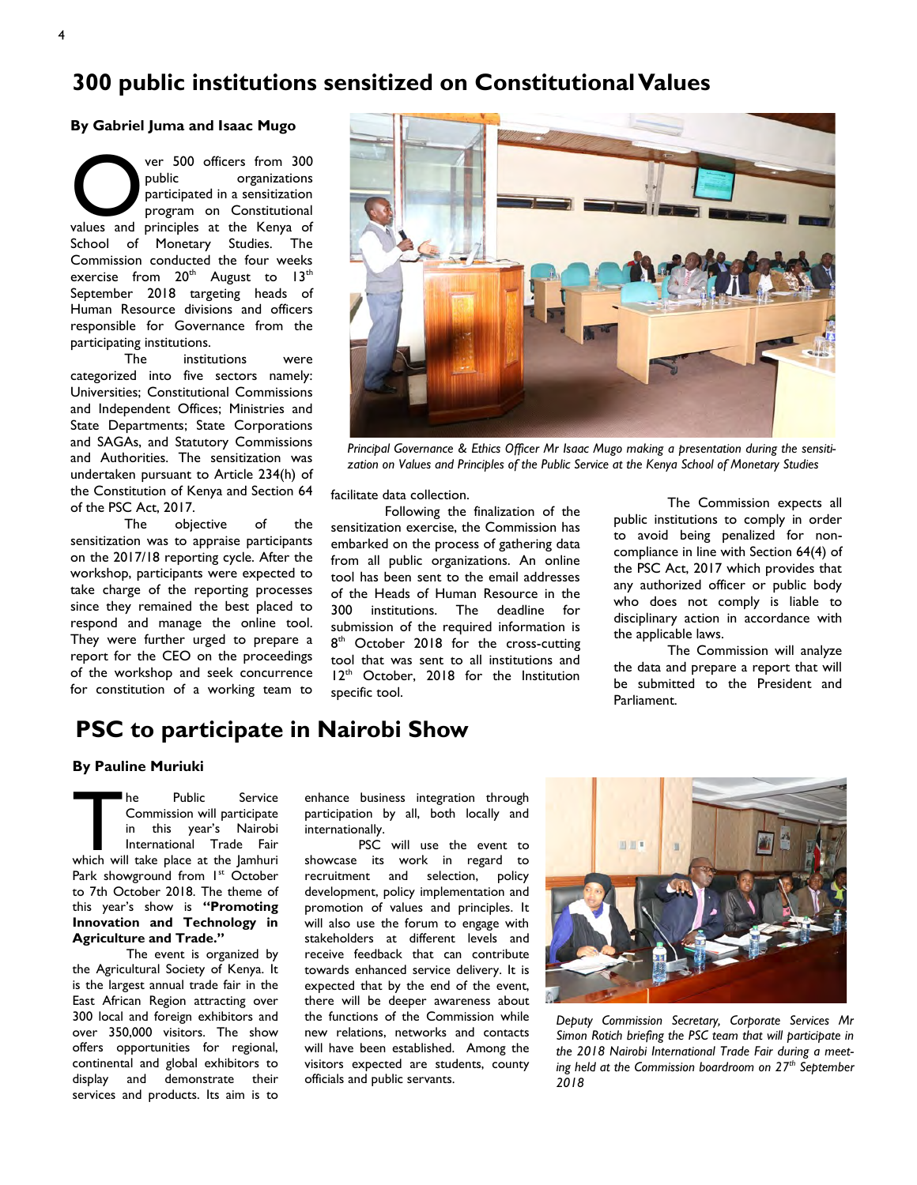# 300 public institutions sensitized on Constitutional Values

**By Gabriel Juma and Isaac Mugo**

Over 500 officers from 300 public organizations participated in a sensitization program on Constitutional values and principles at the Kenya of School of Monetary Studies. The Commission conducted the four weeks exercise from 20th August to 13th September 2018 targeting heads of Human Resource divisions and officers responsible for Governance from the participating institutions.

The institutions were categorized into five sectors namely: Universities; Constitutional Commissions and Independent Offices; Ministries and State Departments; State Corporations and SAGAs, and Statutory Commissions and Authorities. The sensitization was undertaken pursuant to Article 234(h) of the Constitution of Kenya and Section 64 of the PSC Act, 2017.

The objective of the sensitization was to appraise participants on the 2017/18 reporting cycle. After the workshop, participants were expected to take charge of the reporting processes since they remained the best placed to respond and manage the online tool. They were further urged to prepare a report for the CEO on the proceedings of the workshop and seek concurrence for constitution of a working team to facilitate data collection.

*Principal Governance & Ethics Officer Mr Isaac Mugo making a presentation during the sensitization on Values and Principles of the Public Service at the Kenya School of Monetary Studies*

Following the finalization of the sensitization exercise, the Commission has embarked on the process of gathering data from all public organizations. An online tool has been sent to the email addresses of the Heads of Human Resource in the 300 institutions. The deadline for submission of the required information is 8th October 2018 for the cross-cutting tool that was sent to all institutions and 12th October, 2018 for the Institution specific tool.

The Commission expects all public institutions to comply in order to avoid being penalized for non-compliance in line with Section 64(4) of the PSC Act, 2017 which provides that any authorized officer or public body who does not comply is liable to disciplinary action in accordance with the applicable laws.

The Commission will analyze the data and prepare a report that will be submitted to the President and Parliament.

# PSC to participate in Nairobi Show

**By Pauline Muriuki**

The Public Service Commission will participate in this year's Nairobi International Trade Fair which will take place at the Jamhuri Park showground from 1st October to 7th October 2018. The theme of this year's show is **"Promoting Innovation and Technology in Agriculture and Trade."**

The event is organized by the Agricultural Society of Kenya. It is the largest annual trade fair in the East African Region attracting over 300 local and foreign exhibitors and over 350,000 visitors. The show offers opportunities for regional, continental and global exhibitors to display and demonstrate their services and products. Its aim is to enhance business integration through participation by all, both locally and internationally.

PSC will use the event to showcase its work in regard to recruitment and selection, policy development, policy implementation and promotion of values and principles. It will also use the forum to engage with stakeholders at different levels and receive feedback that can contribute towards enhanced service delivery. It is expected that by the end of the event, there will be deeper awareness about the functions of the Commission while new relations, networks and contacts will have been established. Among the visitors expected are students, county officials and public servants.

*Deputy Commission Secretary, Corporate Services Mr Simon Rotich briefing the PSC team that will participate in the 2018 Nairobi International Trade Fair during a meeting held at the Commission boardroom on 27th September 2018*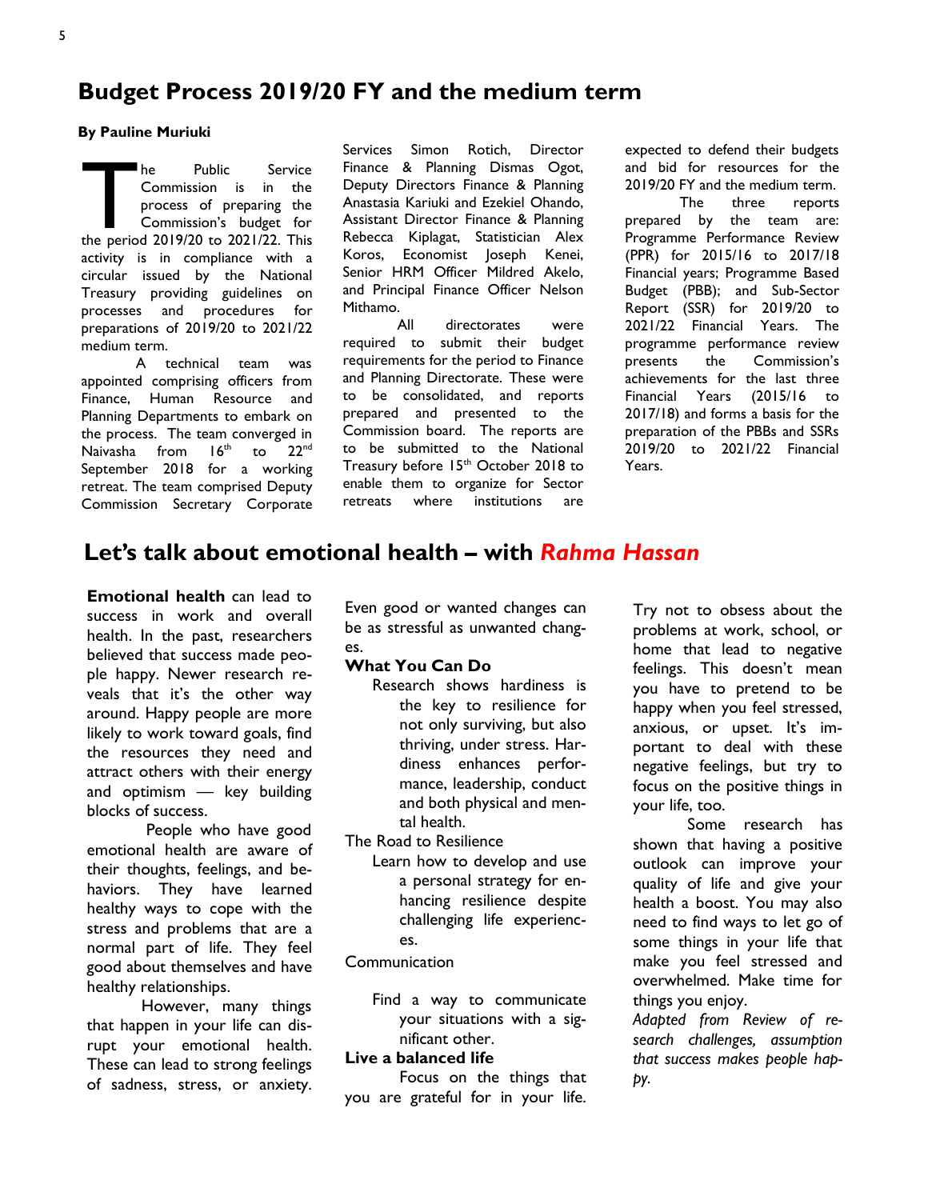## Budget Process 2019/20 FY and the medium term

**By Pauline Muriuki**

The Public Service Commission is in the process of preparing the Commission's budget for the period 2019/20 to 2021/22. This activity is in compliance with a circular issued by the National Treasury providing guidelines on processes and procedures for preparations of 2019/20 to 2021/22 medium term.

A technical team was appointed comprising officers from Finance, Human Resource and Planning Departments to embark on the process. The team converged in Naivasha from 16th to 22nd September 2018 for a working retreat. The team comprised Deputy Commission Secretary Corporate Services Simon Rotich, Director Finance & Planning Dismas Ogot, Deputy Directors Finance & Planning Anastasia Kariuki and Ezekiel Ohando, Assistant Director Finance & Planning Rebecca Kiplagat, Statistician Alex Koros, Economist Joseph Kenei, Senior HRM Officer Mildred Akelo, and Principal Finance Officer Nelson Mithamo.

All directorates were required to submit their budget requirements for the period to Finance and Planning Directorate. These were to be consolidated, and reports prepared and presented to the Commission board. The reports are to be submitted to the National Treasury before 15th October 2018 to enable them to organize for Sector retreats where institutions are expected to defend their budgets and bid for resources for the 2019/20 FY and the medium term.

The three reports prepared by the team are: Programme Performance Review (PPR) for 2015/16 to 2017/18 Financial years; Programme Based Budget (PBB); and Sub-Sector Report (SSR) for 2019/20 to 2021/22 Financial Years. The programme performance review presents the Commission's achievements for the last three Financial Years (2015/16 to 2017/18) and forms a basis for the preparation of the PBBs and SSRs 2019/20 to 2021/22 Financial Years.

## Let's talk about emotional health – with *Rahma Hassan*

**Emotional health** can lead to success in work and overall health. In the past, researchers believed that success made people happy. Newer research reveals that it's the other way around. Happy people are more likely to work toward goals, find the resources they need and attract others with their energy and optimism — key building blocks of success.

People who have good emotional health are aware of their thoughts, feelings, and behaviors. They have learned healthy ways to cope with the stress and problems that are a normal part of life. They feel good about themselves and have healthy relationships.

However, many things that happen in your life can disrupt your emotional health. These can lead to strong feelings of sadness, stress, or anxiety. Even good or wanted changes can be as stressful as unwanted changes.

**What You Can Do**

Research shows hardiness is the key to resilience for not only surviving, but also thriving, under stress. Hardiness enhances performance, leadership, conduct and both physical and mental health.

The Road to Resilience

Learn how to develop and use a personal strategy for enhancing resilience despite challenging life experiences.

Communication

Find a way to communicate your situations with a significant other.

**Live a balanced life**

Focus on the things that you are grateful for in your life. Try not to obsess about the problems at work, school, or home that lead to negative feelings. This doesn't mean you have to pretend to be happy when you feel stressed, anxious, or upset. It's important to deal with these negative feelings, but try to focus on the positive things in your life, too.

Some research has shown that having a positive outlook can improve your quality of life and give your health a boost. You may also need to find ways to let go of some things in your life that make you feel stressed and overwhelmed. Make time for things you enjoy.

*Adapted from Review of research challenges, assumption that success makes people happy.*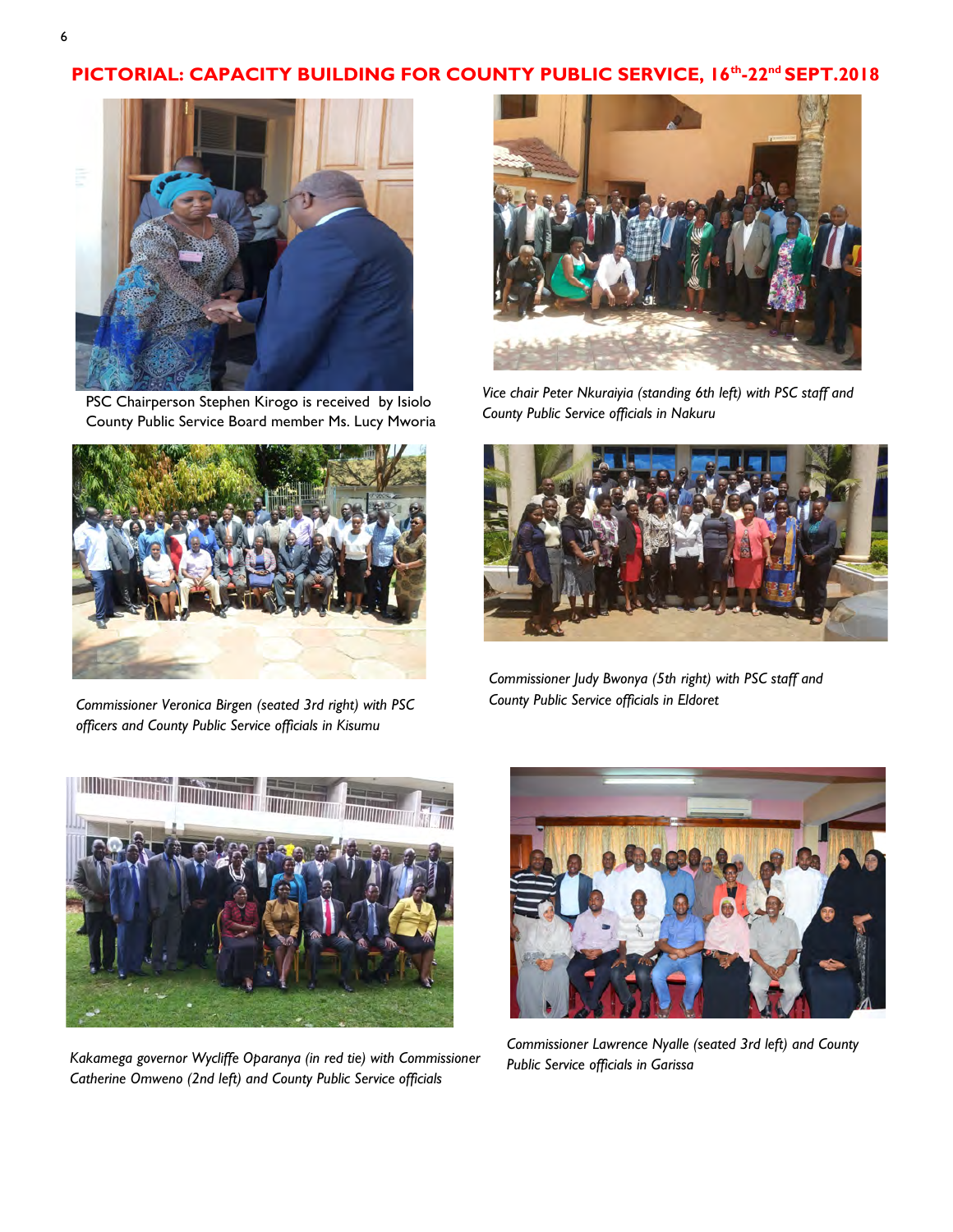## PICTORIAL: CAPACITY BUILDING FOR COUNTY PUBLIC SERVICE, 16th-22nd SEPT.2018

PSC Chairperson Stephen Kirogo is received by Isiolo County Public Service Board member Ms. Lucy Mworia

*Vice chair Peter Nkuraiyia (standing 6th left) with PSC staff and County Public Service officials in Nakuru*

*Commissioner Veronica Birgen (seated 3rd right) with PSC officers and County Public Service officials in Kisumu*

*Commissioner Judy Bwonya (5th right) with PSC staff and County Public Service officials in Eldoret*

*Kakamega governor Wycliffe Oparanya (in red tie) with Commissioner Catherine Omweno (2nd left) and County Public Service officials*

*Commissioner Lawrence Nyalle (seated 3rd left) and County Public Service officials in Garissa*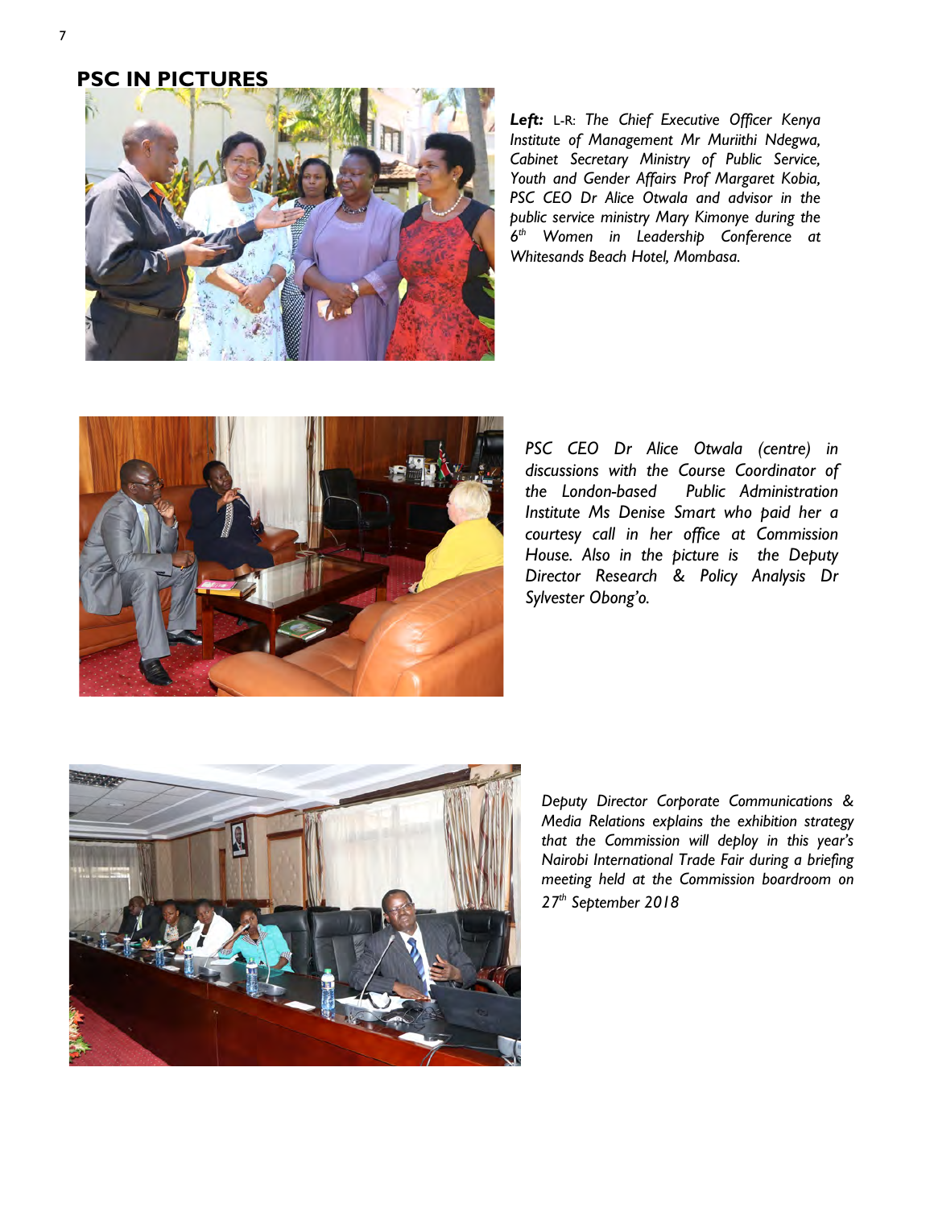## PSC IN PICTURES

***Left:*** L-R: *The Chief Executive Officer Kenya Institute of Management Mr Muriithi Ndegwa, Cabinet Secretary Ministry of Public Service, Youth and Gender Affairs Prof Margaret Kobia, PSC CEO Dr Alice Otwala and advisor in the public service ministry Mary Kimonye during the 6th Women in Leadership Conference at Whitesands Beach Hotel, Mombasa.*

*PSC CEO Dr Alice Otwala (centre) in discussions with the Course Coordinator of the London-based Public Administration Institute Ms Denise Smart who paid her a courtesy call in her office at Commission House. Also in the picture is the Deputy Director Research & Policy Analysis Dr Sylvester Obong'o.*

*Deputy Director Corporate Communications & Media Relations explains the exhibition strategy that the Commission will deploy in this year's Nairobi International Trade Fair during a briefing meeting held at the Commission boardroom on 27th September 2018*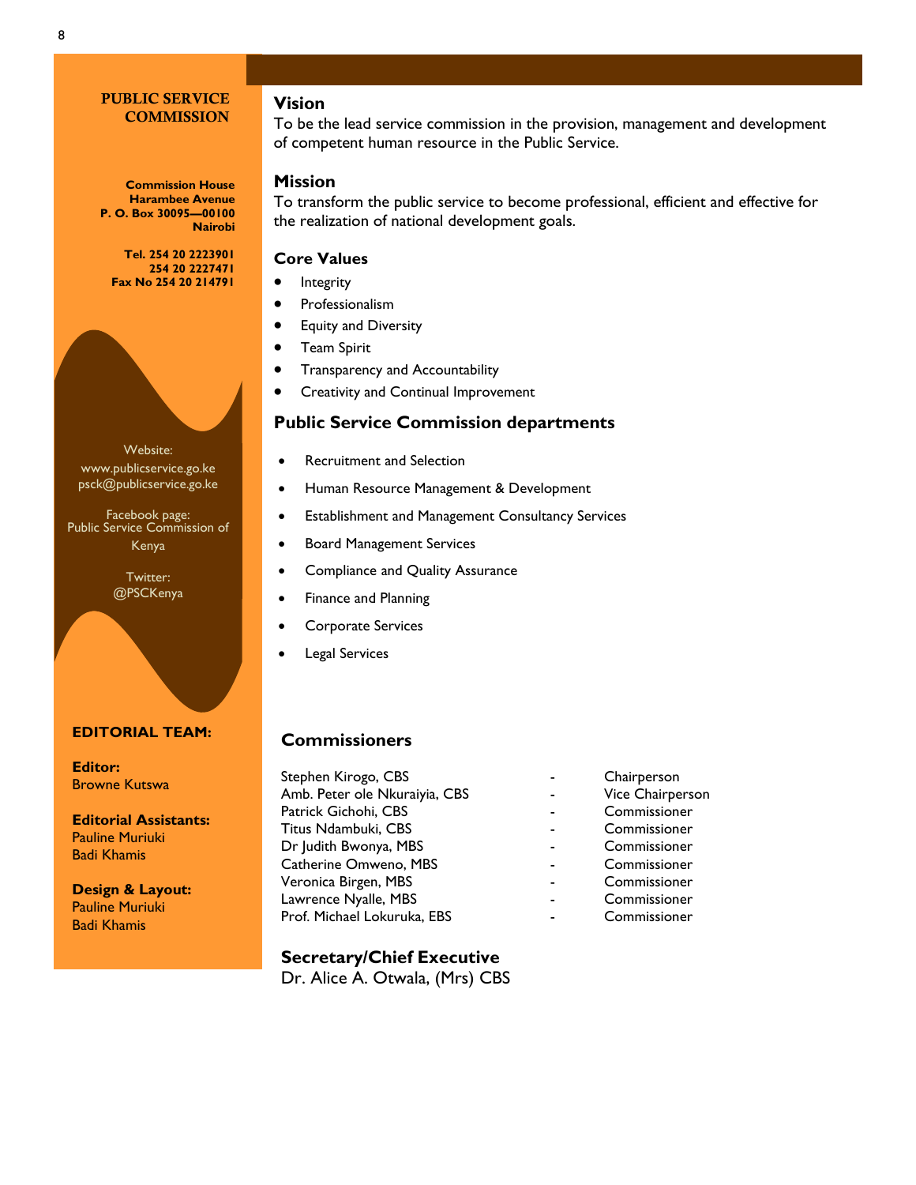**PUBLIC SERVICE COMMISSION**

**Commission House**
**Harambee Avenue**
**P. O. Box 30095—00100**
**Nairobi**

**Tel. 254 20 2223901**
**254 20 2227471**
**Fax No 254 20 214791**

Website:
www.publicservice.go.ke
psck@publicservice.go.ke

Facebook page:
Public Service Commission of Kenya

Twitter:
@PSCKenya

**EDITORIAL TEAM:**

**Editor:**
Browne Kutswa

**Editorial Assistants:**
Pauline Muriuki
Badi Khamis

**Design & Layout:**
Pauline Muriuki
Badi Khamis

## Vision

To be the lead service commission in the provision, management and development of competent human resource in the Public Service.

## Mission

To transform the public service to become professional, efficient and effective for the realization of national development goals.

## Core Values

- Integrity
- Professionalism
- Equity and Diversity
- Team Spirit
- Transparency and Accountability
- Creativity and Continual Improvement

## Public Service Commission departments

- Recruitment and Selection
- Human Resource Management & Development
- Establishment and Management Consultancy Services
- Board Management Services
- Compliance and Quality Assurance
- Finance and Planning
- Corporate Services
- Legal Services

## Commissioners

| | | |
|---|---|---|
| Stephen Kirogo, CBS | - | Chairperson |
| Amb. Peter ole Nkuraiyia, CBS | - | Vice Chairperson |
| Patrick Gichohi, CBS | - | Commissioner |
| Titus Ndambuki, CBS | - | Commissioner |
| Dr Judith Bwonya, MBS | - | Commissioner |
| Catherine Omweno, MBS | - | Commissioner |
| Veronica Birgen, MBS | - | Commissioner |
| Lawrence Nyalle, MBS | - | Commissioner |
| Prof. Michael Lokuruka, EBS | - | Commissioner |

## Secretary/Chief Executive

Dr. Alice A. Otwala, (Mrs) CBS